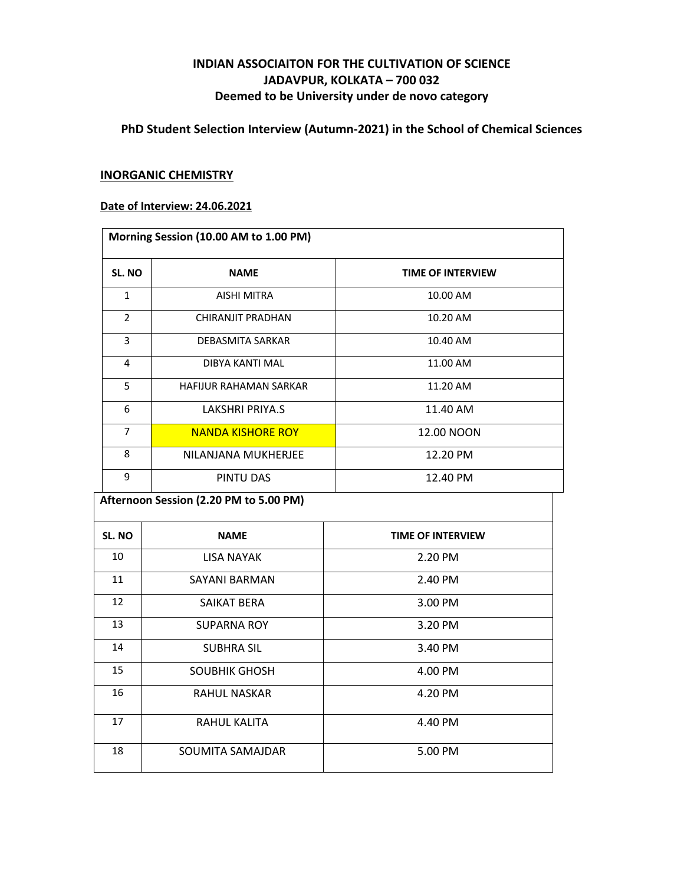# INDIAN ASSOCIAITON FOR THE CULTIVATION OF SCIENCE
## JADAVPUR, KOLKATA – 700 032
### Deemed to be University under de novo category

### PhD Student Selection Interview (Autumn-2021) in the School of Chemical Sciences

**INORGANIC CHEMISTRY**

**Date of Interview: 24.06.2021**

| Morning Session (10.00 AM to 1.00 PM) | | |
|---|---|---|
| **SL. NO** | **NAME** | **TIME OF INTERVIEW** |
| 1 | AISHI MITRA | 10.00 AM |
| 2 | CHIRANJIT PRADHAN | 10.20 AM |
| 3 | DEBASMITA SARKAR | 10.40 AM |
| 4 | DIBYA KANTI MAL | 11.00 AM |
| 5 | HAFIJUR RAHAMAN SARKAR | 11.20 AM |
| 6 | LAKSHRI PRIYA.S | 11.40 AM |
| 7 | NANDA KISHORE ROY | 12.00 NOON |
| 8 | NILANJANA MUKHERJEE | 12.20 PM |
| 9 | PINTU DAS | 12.40 PM |

| Afternoon Session (2.20 PM to 5.00 PM) | | |
|---|---|---|
| **SL. NO** | **NAME** | **TIME OF INTERVIEW** |
| 10 | LISA NAYAK | 2.20 PM |
| 11 | SAYANI BARMAN | 2.40 PM |
| 12 | SAIKAT BERA | 3.00 PM |
| 13 | SUPARNA ROY | 3.20 PM |
| 14 | SUBHRA SIL | 3.40 PM |
| 15 | SOUBHIK GHOSH | 4.00 PM |
| 16 | RAHUL NASKAR | 4.20 PM |
| 17 | RAHUL KALITA | 4.40 PM |
| 18 | SOUMITA SAMAJDAR | 5.00 PM |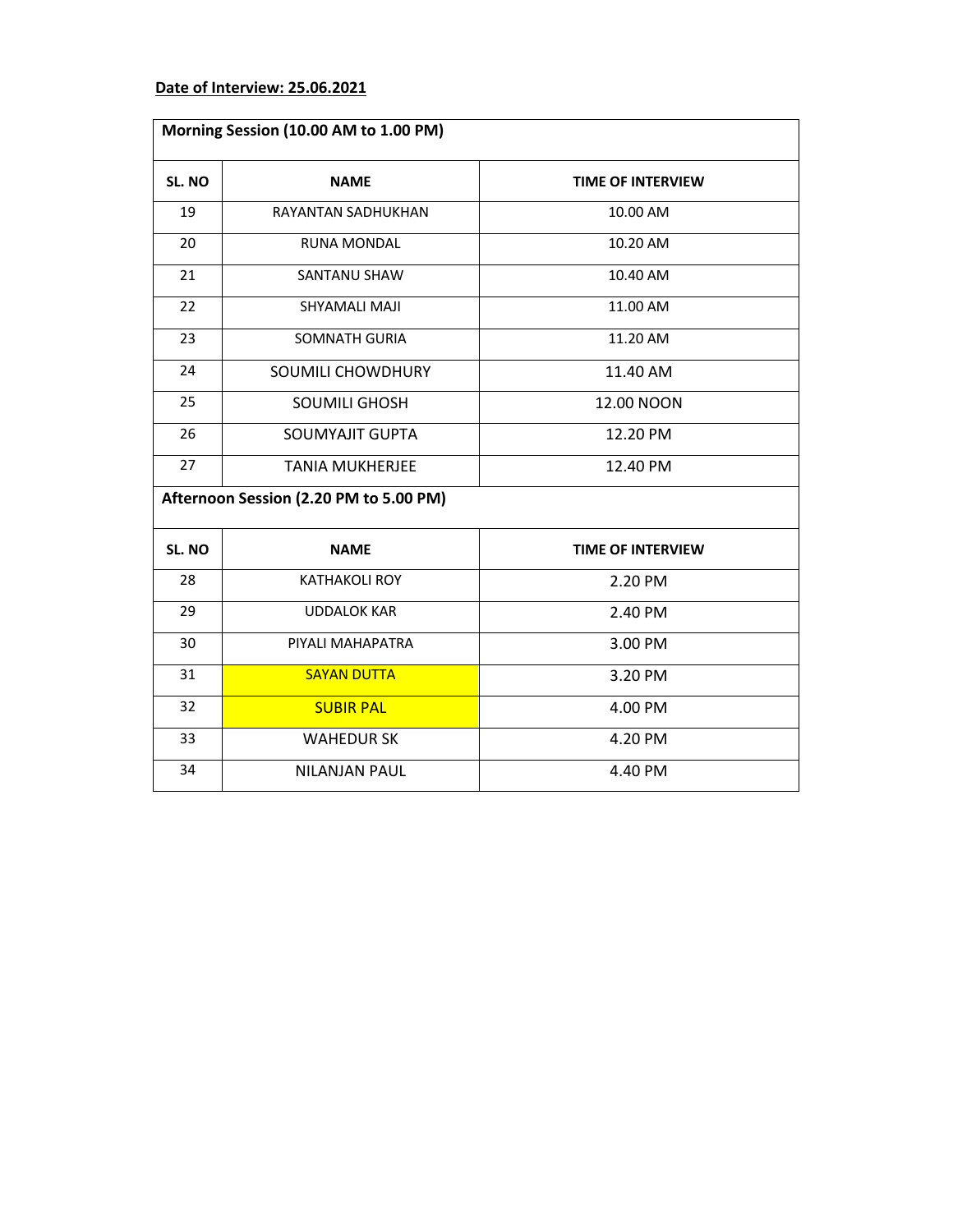**Date of Interview: 25.06.2021**

| Morning Session (10.00 AM to 1.00 PM) | | |
|---|---|---|
| **SL. NO** | **NAME** | **TIME OF INTERVIEW** |
| 19 | RAYANTAN SADHUKHAN | 10.00 AM |
| 20 | RUNA MONDAL | 10.20 AM |
| 21 | SANTANU SHAW | 10.40 AM |
| 22 | SHYAMALI MAJI | 11.00 AM |
| 23 | SOMNATH GURIA | 11.20 AM |
| 24 | SOUMILI CHOWDHURY | 11.40 AM |
| 25 | SOUMILI GHOSH | 12.00 NOON |
| 26 | SOUMYAJIT GUPTA | 12.20 PM |
| 27 | TANIA MUKHERJEE | 12.40 PM |
| **Afternoon Session (2.20 PM to 5.00 PM)** | | |
| **SL. NO** | **NAME** | **TIME OF INTERVIEW** |
| 28 | KATHAKOLI ROY | 2.20 PM |
| 29 | UDDALOK KAR | 2.40 PM |
| 30 | PIYALI MAHAPATRA | 3.00 PM |
| 31 | SAYAN DUTTA | 3.20 PM |
| 32 | SUBIR PAL | 4.00 PM |
| 33 | WAHEDUR SK | 4.20 PM |
| 34 | NILANJAN PAUL | 4.40 PM |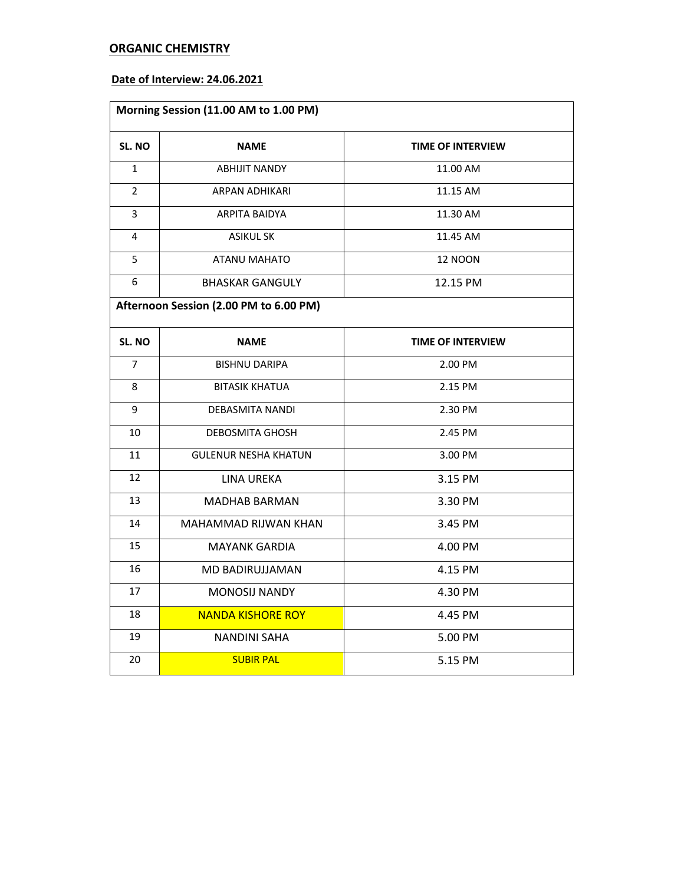**ORGANIC CHEMISTRY**

**Date of Interview: 24.06.2021**

| Morning Session (11.00 AM to 1.00 PM) | | |
|---|---|---|
| **SL. NO** | **NAME** | **TIME OF INTERVIEW** |
| 1 | ABHIJIT NANDY | 11.00 AM |
| 2 | ARPAN ADHIKARI | 11.15 AM |
| 3 | ARPITA BAIDYA | 11.30 AM |
| 4 | ASIKUL SK | 11.45 AM |
| 5 | ATANU MAHATO | 12 NOON |
| 6 | BHASKAR GANGULY | 12.15 PM |
| **Afternoon Session (2.00 PM to 6.00 PM)** | | |
| **SL. NO** | **NAME** | **TIME OF INTERVIEW** |
| 7 | BISHNU DARIPA | 2.00 PM |
| 8 | BITASIK KHATUA | 2.15 PM |
| 9 | DEBASMITA NANDI | 2.30 PM |
| 10 | DEBOSMITA GHOSH | 2.45 PM |
| 11 | GULENUR NESHA KHATUN | 3.00 PM |
| 12 | LINA UREKA | 3.15 PM |
| 13 | MADHAB BARMAN | 3.30 PM |
| 14 | MAHAMMAD RIJWAN KHAN | 3.45 PM |
| 15 | MAYANK GARDIA | 4.00 PM |
| 16 | MD BADIRUJJAMAN | 4.15 PM |
| 17 | MONOSIJ NANDY | 4.30 PM |
| 18 | NANDA KISHORE ROY | 4.45 PM |
| 19 | NANDINI SAHA | 5.00 PM |
| 20 | SUBIR PAL | 5.15 PM |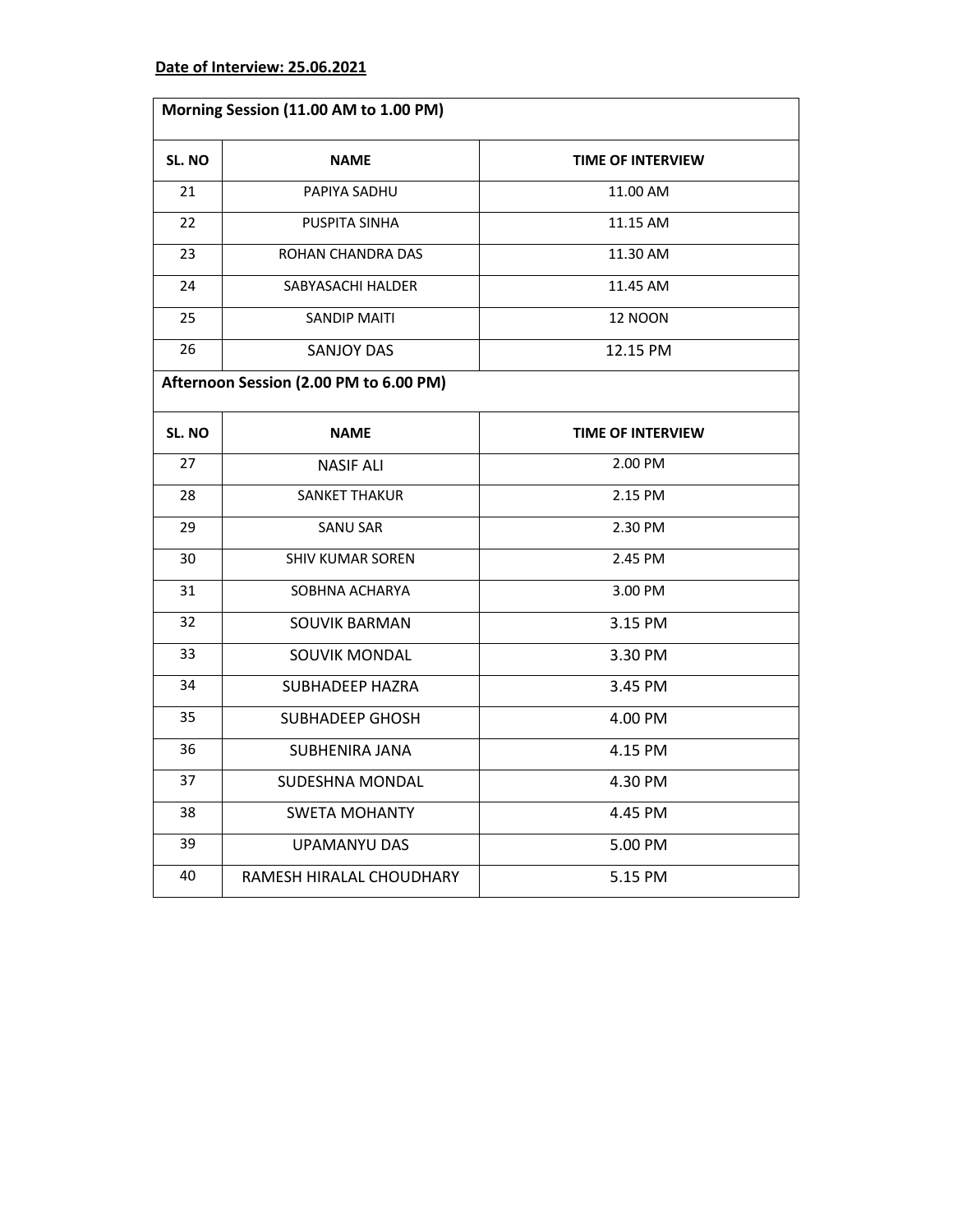**Date of Interview: 25.06.2021**

| Morning Session (11.00 AM to 1.00 PM) | | |
|---|---|---|
| **SL. NO** | **NAME** | **TIME OF INTERVIEW** |
| 21 | PAPIYA SADHU | 11.00 AM |
| 22 | PUSPITA SINHA | 11.15 AM |
| 23 | ROHAN CHANDRA DAS | 11.30 AM |
| 24 | SABYASACHI HALDER | 11.45 AM |
| 25 | SANDIP MAITI | 12 NOON |
| 26 | SANJOY DAS | 12.15 PM |
| **Afternoon Session (2.00 PM to 6.00 PM)** | | |
| **SL. NO** | **NAME** | **TIME OF INTERVIEW** |
| 27 | NASIF ALI | 2.00 PM |
| 28 | SANKET THAKUR | 2.15 PM |
| 29 | SANU SAR | 2.30 PM |
| 30 | SHIV KUMAR SOREN | 2.45 PM |
| 31 | SOBHNA ACHARYA | 3.00 PM |
| 32 | SOUVIK BARMAN | 3.15 PM |
| 33 | SOUVIK MONDAL | 3.30 PM |
| 34 | SUBHADEEP HAZRA | 3.45 PM |
| 35 | SUBHADEEP GHOSH | 4.00 PM |
| 36 | SUBHENIRA JANA | 4.15 PM |
| 37 | SUDESHNA MONDAL | 4.30 PM |
| 38 | SWETA MOHANTY | 4.45 PM |
| 39 | UPAMANYU DAS | 5.00 PM |
| 40 | RAMESH HIRALAL CHOUDHARY | 5.15 PM |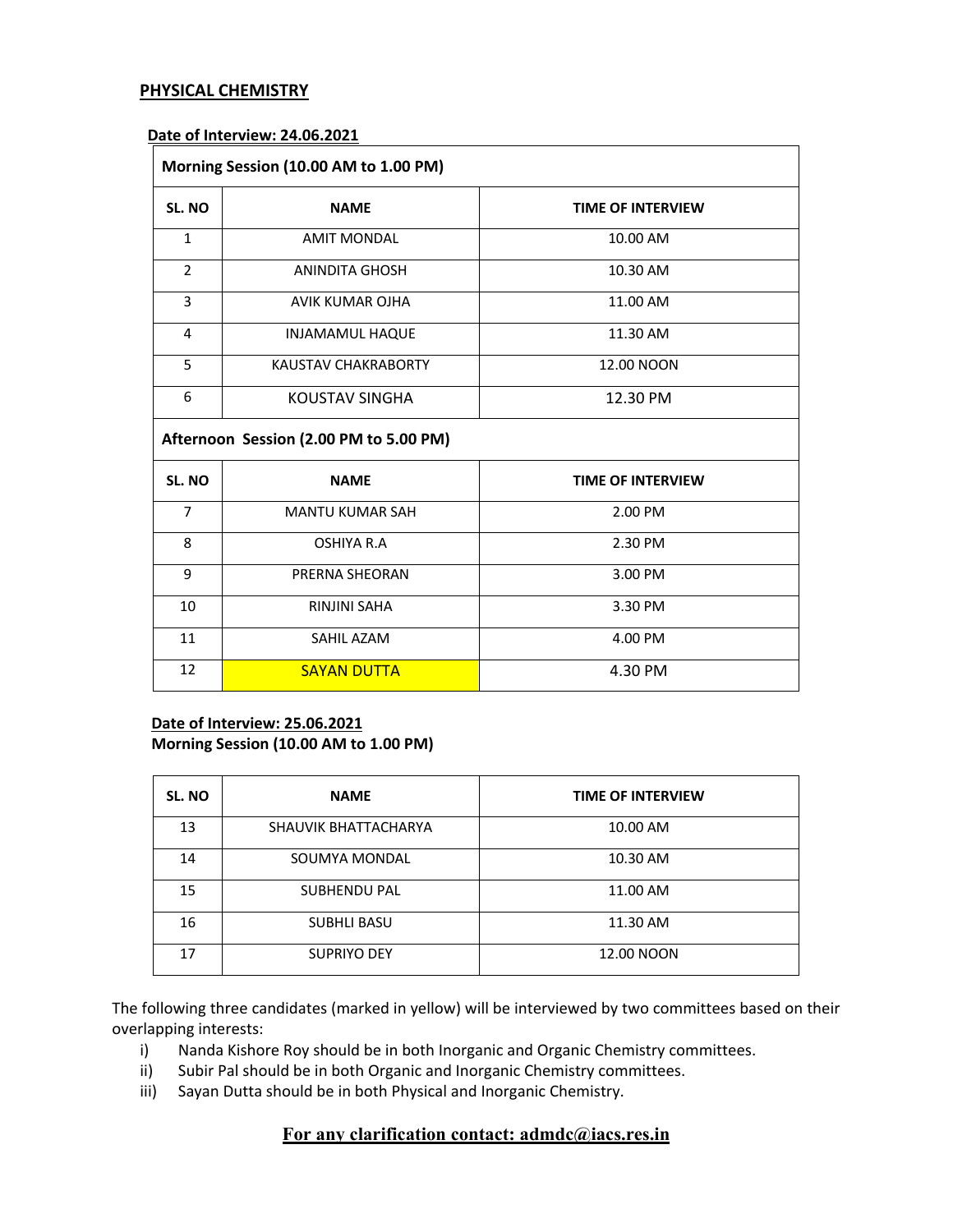## PHYSICAL CHEMISTRY

**Date of Interview: 24.06.2021**

| Morning Session (10.00 AM to 1.00 PM) | | |
|---|---|---|
| **SL. NO** | **NAME** | **TIME OF INTERVIEW** |
| 1 | AMIT MONDAL | 10.00 AM |
| 2 | ANINDITA GHOSH | 10.30 AM |
| 3 | AVIK KUMAR OJHA | 11.00 AM |
| 4 | INJAMAMUL HAQUE | 11.30 AM |
| 5 | KAUSTAV CHAKRABORTY | 12.00 NOON |
| 6 | KOUSTAV SINGHA | 12.30 PM |
| **Afternoon Session (2.00 PM to 5.00 PM)** | | |
| **SL. NO** | **NAME** | **TIME OF INTERVIEW** |
| 7 | MANTU KUMAR SAH | 2.00 PM |
| 8 | OSHIYA R.A | 2.30 PM |
| 9 | PRERNA SHEORAN | 3.00 PM |
| 10 | RINJINI SAHA | 3.30 PM |
| 11 | SAHIL AZAM | 4.00 PM |
| 12 | SAYAN DUTTA | 4.30 PM |

**Date of Interview: 25.06.2021**

**Morning Session (10.00 AM to 1.00 PM)**

| SL. NO | NAME | TIME OF INTERVIEW |
|---|---|---|
| 13 | SHAUVIK BHATTACHARYA | 10.00 AM |
| 14 | SOUMYA MONDAL | 10.30 AM |
| 15 | SUBHENDU PAL | 11.00 AM |
| 16 | SUBHLI BASU | 11.30 AM |
| 17 | SUPRIYO DEY | 12.00 NOON |

The following three candidates (marked in yellow) will be interviewed by two committees based on their overlapping interests:

i) Nanda Kishore Roy should be in both Inorganic and Organic Chemistry committees.
ii) Subir Pal should be in both Organic and Inorganic Chemistry committees.
iii) Sayan Dutta should be in both Physical and Inorganic Chemistry.

**For any clarification contact: admdc@iacs.res.in**